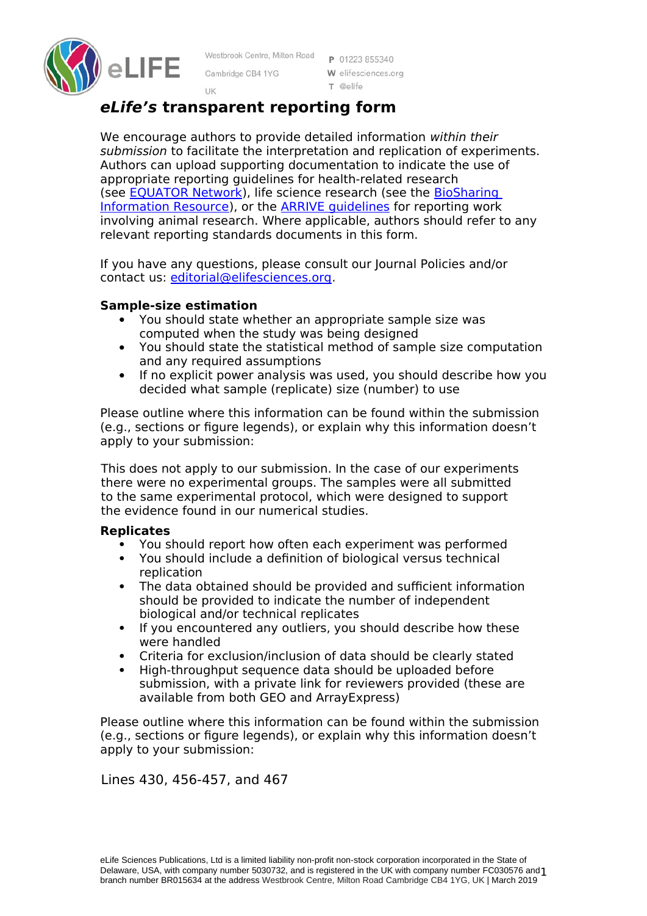Westbrook Centre, Milton Road
Cambridge CB4 1YG
UK

**P** 01223 855340
**W** elifesciences.org
**T** @elife

# *eLife's* transparent reporting form

We encourage authors to provide detailed information *within their submission* to facilitate the interpretation and replication of experiments. Authors can upload supporting documentation to indicate the use of appropriate reporting guidelines for health-related research (see [EQUATOR Network](#)), life science research (see the [BioSharing Information Resource](#)), or the [ARRIVE guidelines](#) for reporting work involving animal research. Where applicable, authors should refer to any relevant reporting standards documents in this form.

If you have any questions, please consult our Journal Policies and/or contact us: [editorial@elifesciences.org](mailto:editorial@elifesciences.org).

**Sample-size estimation**

- You should state whether an appropriate sample size was computed when the study was being designed
- You should state the statistical method of sample size computation and any required assumptions
- If no explicit power analysis was used, you should describe how you decided what sample (replicate) size (number) to use

Please outline where this information can be found within the submission (e.g., sections or figure legends), or explain why this information doesn't apply to your submission:

This does not apply to our submission. In the case of our experiments there were no experimental groups. The samples were all submitted to the same experimental protocol, which were designed to support the evidence found in our numerical studies.

**Replicates**

- You should report how often each experiment was performed
- You should include a definition of biological versus technical replication
- The data obtained should be provided and sufficient information should be provided to indicate the number of independent biological and/or technical replicates
- If you encountered any outliers, you should describe how these were handled
- Criteria for exclusion/inclusion of data should be clearly stated
- High-throughput sequence data should be uploaded before submission, with a private link for reviewers provided (these are available from both GEO and ArrayExpress)

Please outline where this information can be found within the submission (e.g., sections or figure legends), or explain why this information doesn't apply to your submission:

Lines 430, 456-457, and 467

eLife Sciences Publications, Ltd is a limited liability non-profit non-stock corporation incorporated in the State of Delaware, USA, with company number 5030732, and is registered in the UK with company number FC030576 and branch number BR015634 at the address Westbrook Centre, Milton Road Cambridge CB4 1YG, UK | March 2019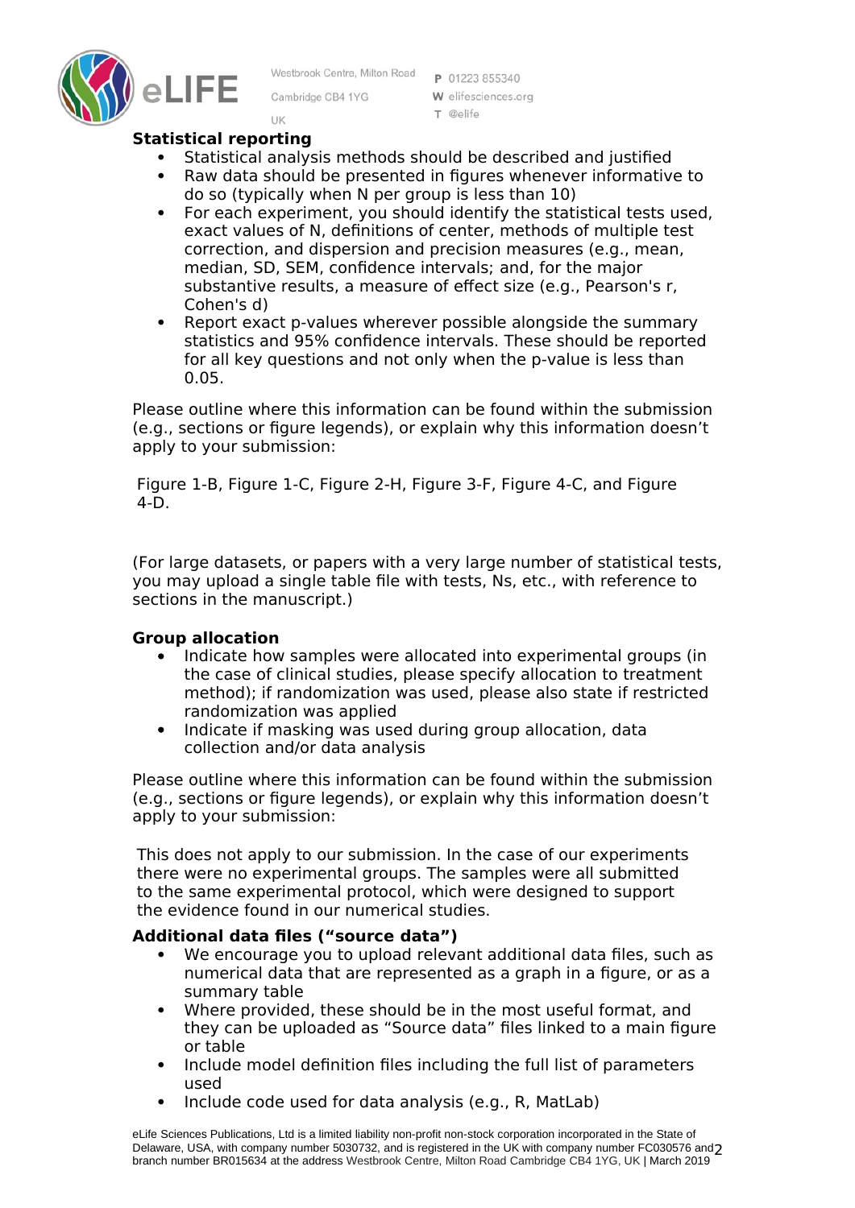**Statistical reporting**

- Statistical analysis methods should be described and justified
- Raw data should be presented in figures whenever informative to do so (typically when N per group is less than 10)
- For each experiment, you should identify the statistical tests used, exact values of N, definitions of center, methods of multiple test correction, and dispersion and precision measures (e.g., mean, median, SD, SEM, confidence intervals; and, for the major substantive results, a measure of effect size (e.g., Pearson's r, Cohen's d)
- Report exact p-values wherever possible alongside the summary statistics and 95% confidence intervals. These should be reported for all key questions and not only when the p-value is less than 0.05.

Please outline where this information can be found within the submission (e.g., sections or figure legends), or explain why this information doesn't apply to your submission:

Figure 1-B, Figure 1-C, Figure 2-H, Figure 3-F, Figure 4-C, and Figure 4-D.

(For large datasets, or papers with a very large number of statistical tests, you may upload a single table file with tests, Ns, etc., with reference to sections in the manuscript.)

**Group allocation**

- Indicate how samples were allocated into experimental groups (in the case of clinical studies, please specify allocation to treatment method); if randomization was used, please also state if restricted randomization was applied
- Indicate if masking was used during group allocation, data collection and/or data analysis

Please outline where this information can be found within the submission (e.g., sections or figure legends), or explain why this information doesn't apply to your submission:

This does not apply to our submission. In the case of our experiments there were no experimental groups. The samples were all submitted to the same experimental protocol, which were designed to support the evidence found in our numerical studies.

**Additional data files ("source data")**

- We encourage you to upload relevant additional data files, such as numerical data that are represented as a graph in a figure, or as a summary table
- Where provided, these should be in the most useful format, and they can be uploaded as "Source data" files linked to a main figure or table
- Include model definition files including the full list of parameters used
- Include code used for data analysis (e.g., R, MatLab)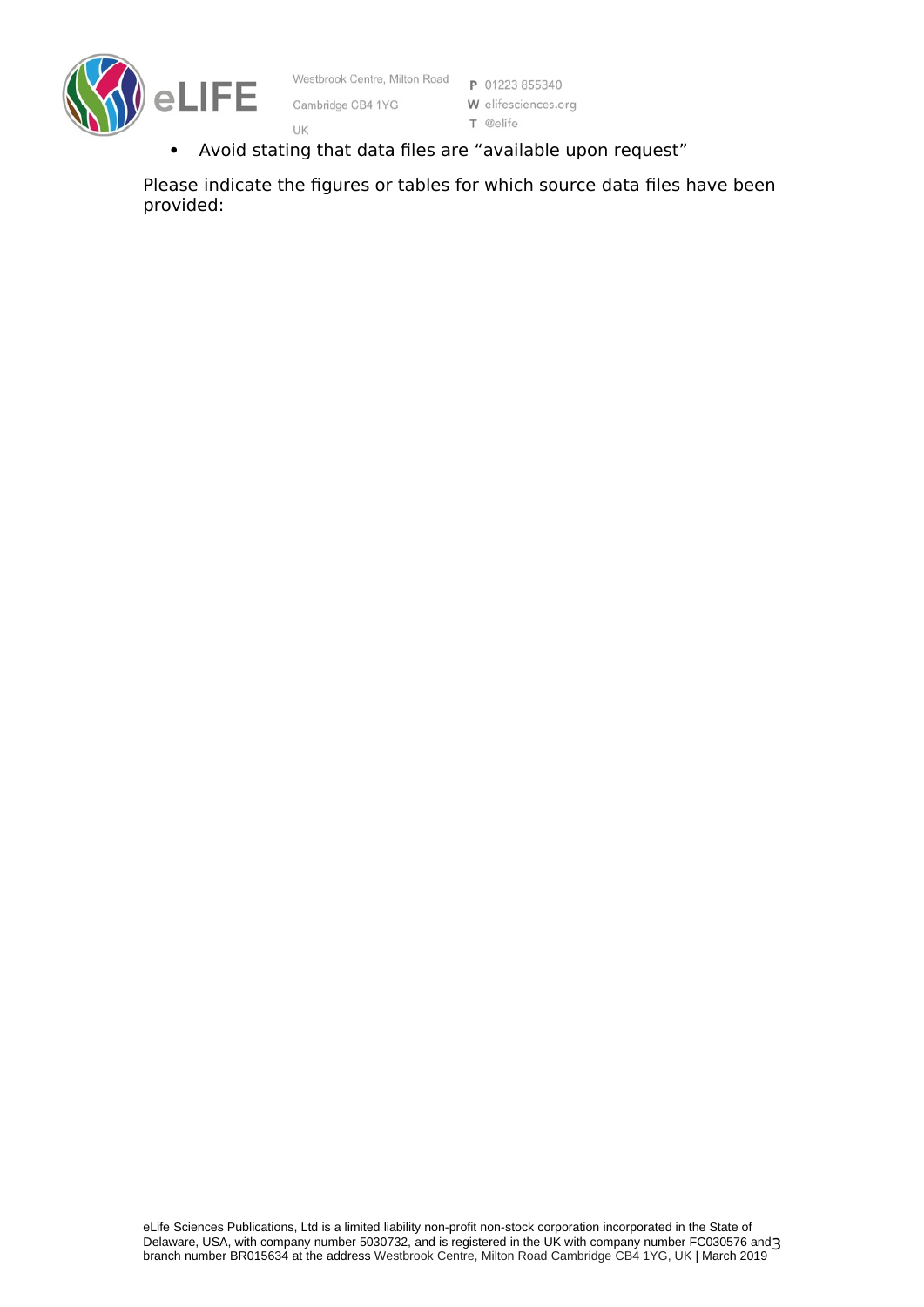- Avoid stating that data files are “available upon request”

Please indicate the figures or tables for which source data files have been provided: